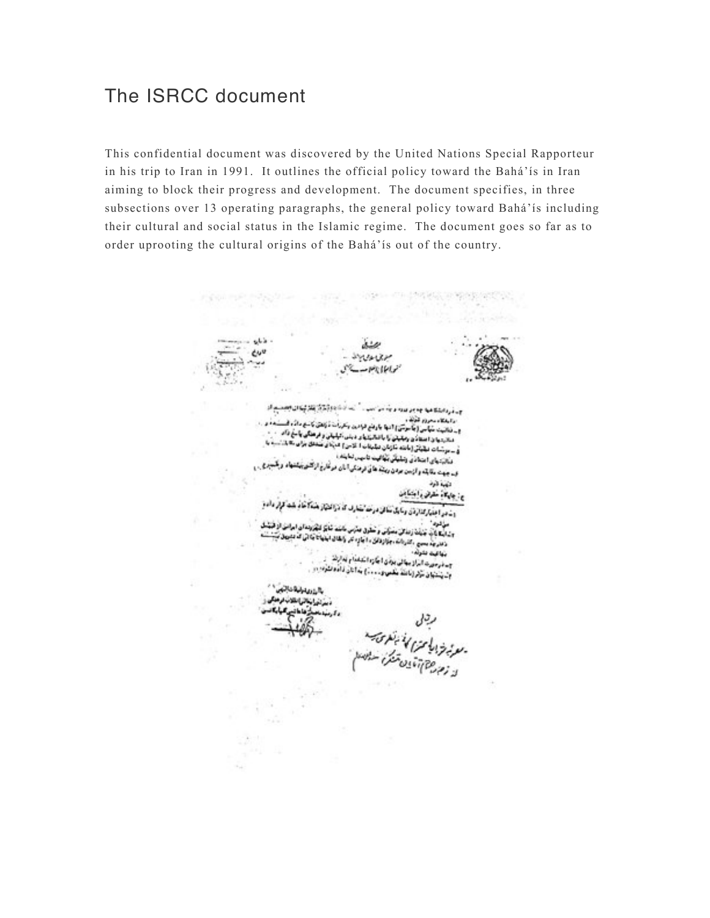# The ISRCC document

This confidential document was discovered by the United Nations Special Rapporteur in his trip to Iran in 1991. It outlines the official policy toward the Bahá'ís in Iran aiming to block their progress and development. The document specifies, in three subsections over 13 operating paragraphs, the general policy toward Bahá'ís including their cultural and social status in the Islamic regime. The document goes so far as to order uprooting the cultural origins of the Bahá'ís out of the country.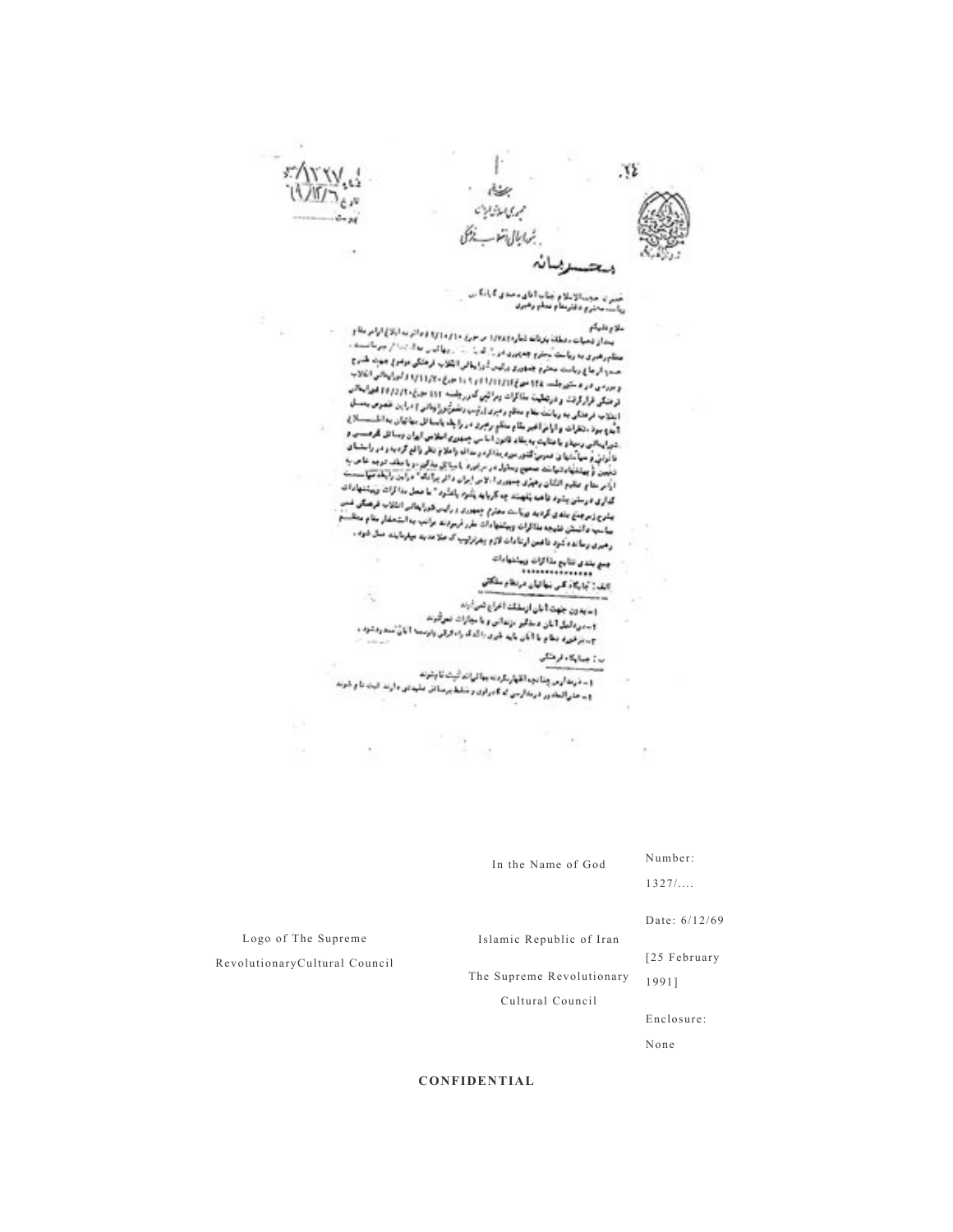In the Name of God

Number: 1327/....

Date: 6/12/69 [25 February 1991]

Enclosure: None

Logo of The Supreme RevolutionaryCultural Council

Islamic Republic of Iran

The Supreme Revolutionary Cultural Council

**CONFIDENTIAL**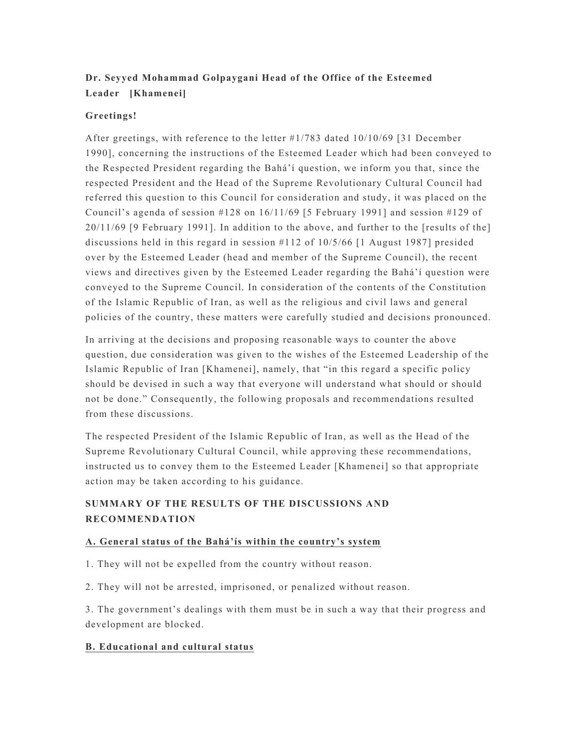**Dr. Seyyed Mohammad Golpaygani Head of the Office of the Esteemed Leader [Khamenei]**

**Greetings!**

After greetings, with reference to the letter #1/783 dated 10/10/69 [31 December 1990], concerning the instructions of the Esteemed Leader which had been conveyed to the Respected President regarding the Bahá'í question, we inform you that, since the respected President and the Head of the Supreme Revolutionary Cultural Council had referred this question to this Council for consideration and study, it was placed on the Council's agenda of session #128 on 16/11/69 [5 February 1991] and session #129 of 20/11/69 [9 February 1991]. In addition to the above, and further to the [results of the] discussions held in this regard in session #112 of 10/5/66 [1 August 1987] presided over by the Esteemed Leader (head and member of the Supreme Council), the recent views and directives given by the Esteemed Leader regarding the Bahá'í question were conveyed to the Supreme Council. In consideration of the contents of the Constitution of the Islamic Republic of Iran, as well as the religious and civil laws and general policies of the country, these matters were carefully studied and decisions pronounced.

In arriving at the decisions and proposing reasonable ways to counter the above question, due consideration was given to the wishes of the Esteemed Leadership of the Islamic Republic of Iran [Khamenei], namely, that "in this regard a specific policy should be devised in such a way that everyone will understand what should or should not be done." Consequently, the following proposals and recommendations resulted from these discussions.

The respected President of the Islamic Republic of Iran, as well as the Head of the Supreme Revolutionary Cultural Council, while approving these recommendations, instructed us to convey them to the Esteemed Leader [Khamenei] so that appropriate action may be taken according to his guidance.

## SUMMARY OF THE RESULTS OF THE DISCUSSIONS AND RECOMMENDATION

### A. General status of the Bahá'ís within the country's system

1. They will not be expelled from the country without reason.

2. They will not be arrested, imprisoned, or penalized without reason.

3. The government's dealings with them must be in such a way that their progress and development are blocked.

### B. Educational and cultural status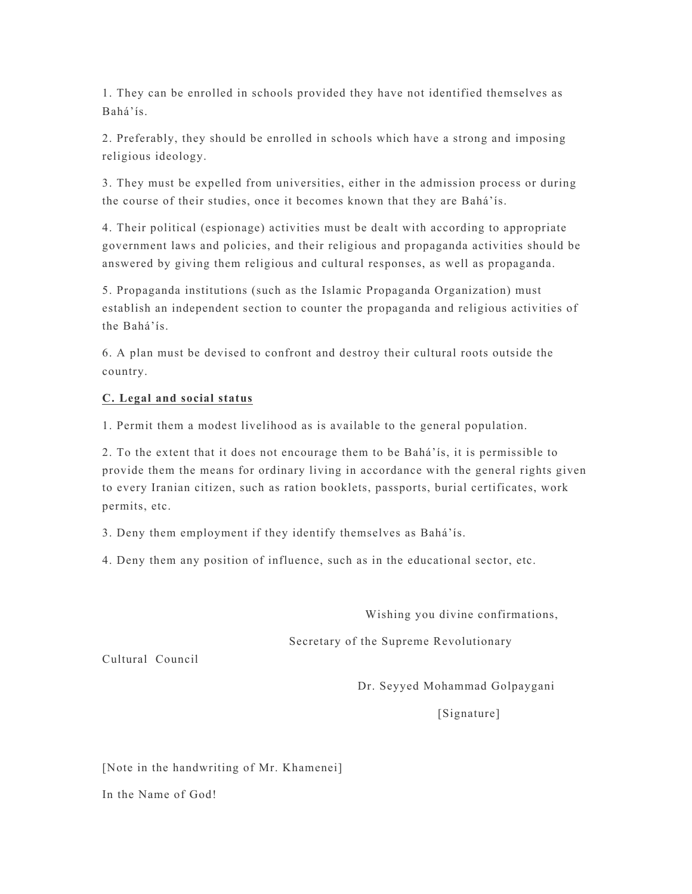1. They can be enrolled in schools provided they have not identified themselves as Bahá'ís.

2. Preferably, they should be enrolled in schools which have a strong and imposing religious ideology.

3. They must be expelled from universities, either in the admission process or during the course of their studies, once it becomes known that they are Bahá'ís.

4. Their political (espionage) activities must be dealt with according to appropriate government laws and policies, and their religious and propaganda activities should be answered by giving them religious and cultural responses, as well as propaganda.

5. Propaganda institutions (such as the Islamic Propaganda Organization) must establish an independent section to counter the propaganda and religious activities of the Bahá'ís.

6. A plan must be devised to confront and destroy their cultural roots outside the country.

**C. Legal and social status**

1. Permit them a modest livelihood as is available to the general population.

2. To the extent that it does not encourage them to be Bahá'ís, it is permissible to provide them the means for ordinary living in accordance with the general rights given to every Iranian citizen, such as ration booklets, passports, burial certificates, work permits, etc.

3. Deny them employment if they identify themselves as Bahá'ís.

4. Deny them any position of influence, such as in the educational sector, etc.

Wishing you divine confirmations,

Secretary of the Supreme Revolutionary Cultural Council

Dr. Seyyed Mohammad Golpaygani

[Signature]

[Note in the handwriting of Mr. Khamenei]

In the Name of God!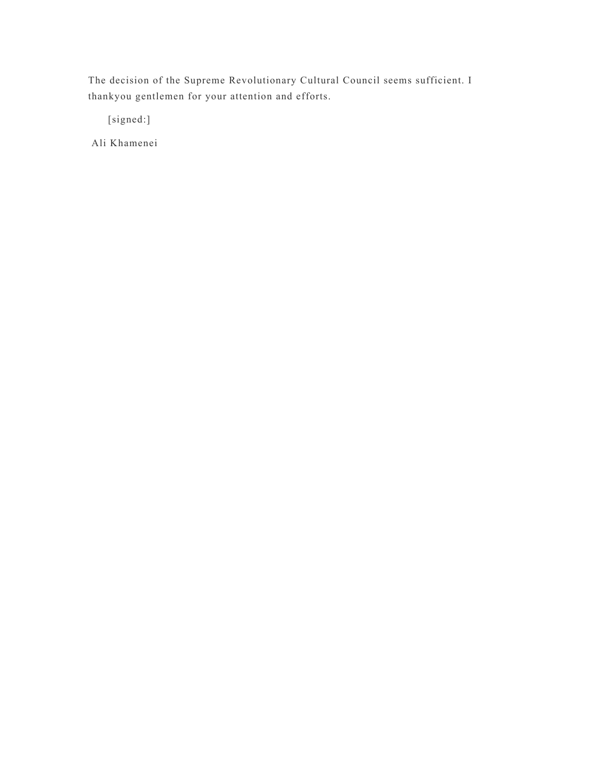The decision of the Supreme Revolutionary Cultural Council seems sufficient. I thankyou gentlemen for your attention and efforts.

[signed:]

Ali Khamenei